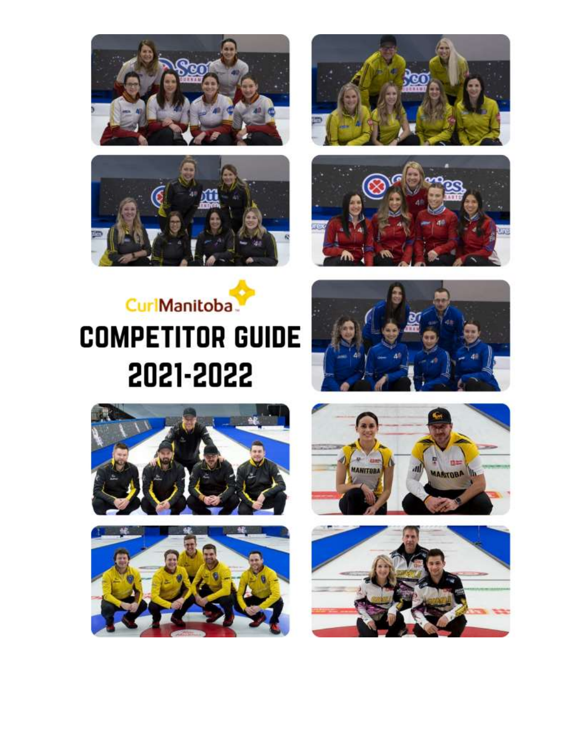CurlManitoba

# COMPETITOR GUIDE 2021-2022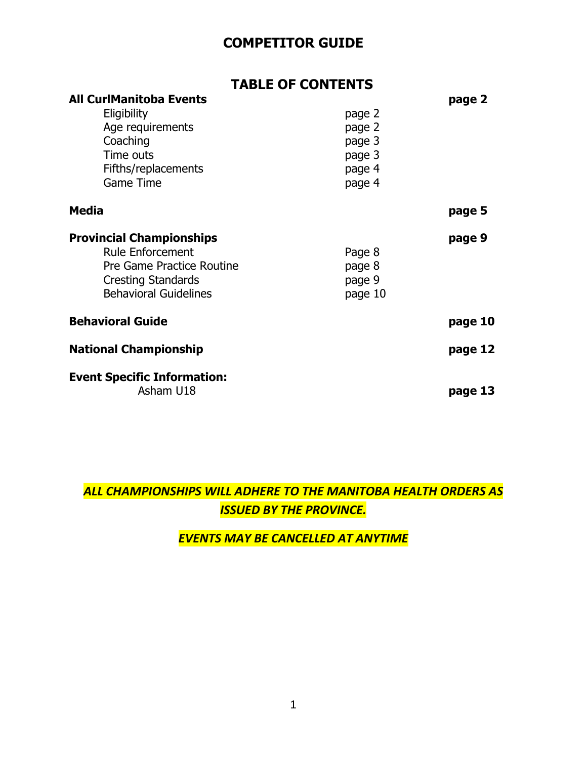# COMPETITOR GUIDE

## TABLE OF CONTENTS

| | | |
|---|---|---|
| **All CurlManitoba Events** | | **page 2** |
| Eligibility | page 2 | |
| Age requirements | page 2 | |
| Coaching | page 3 | |
| Time outs | page 3 | |
| Fifths/replacements | page 4 | |
| Game Time | page 4 | |
| **Media** | | **page 5** |
| **Provincial Championships** | | **page 9** |
| Rule Enforcement | Page 8 | |
| Pre Game Practice Routine | page 8 | |
| Cresting Standards | page 9 | |
| Behavioral Guidelines | page 10 | |
| **Behavioral Guide** | | **page 10** |
| **National Championship** | | **page 12** |
| **Event Specific Information:** | | |
| Asham U18 | | **page 13** |

***ALL CHAMPIONSHIPS WILL ADHERE TO THE MANITOBA HEALTH ORDERS AS ISSUED BY THE PROVINCE.***

***EVENTS MAY BE CANCELLED AT ANYTIME***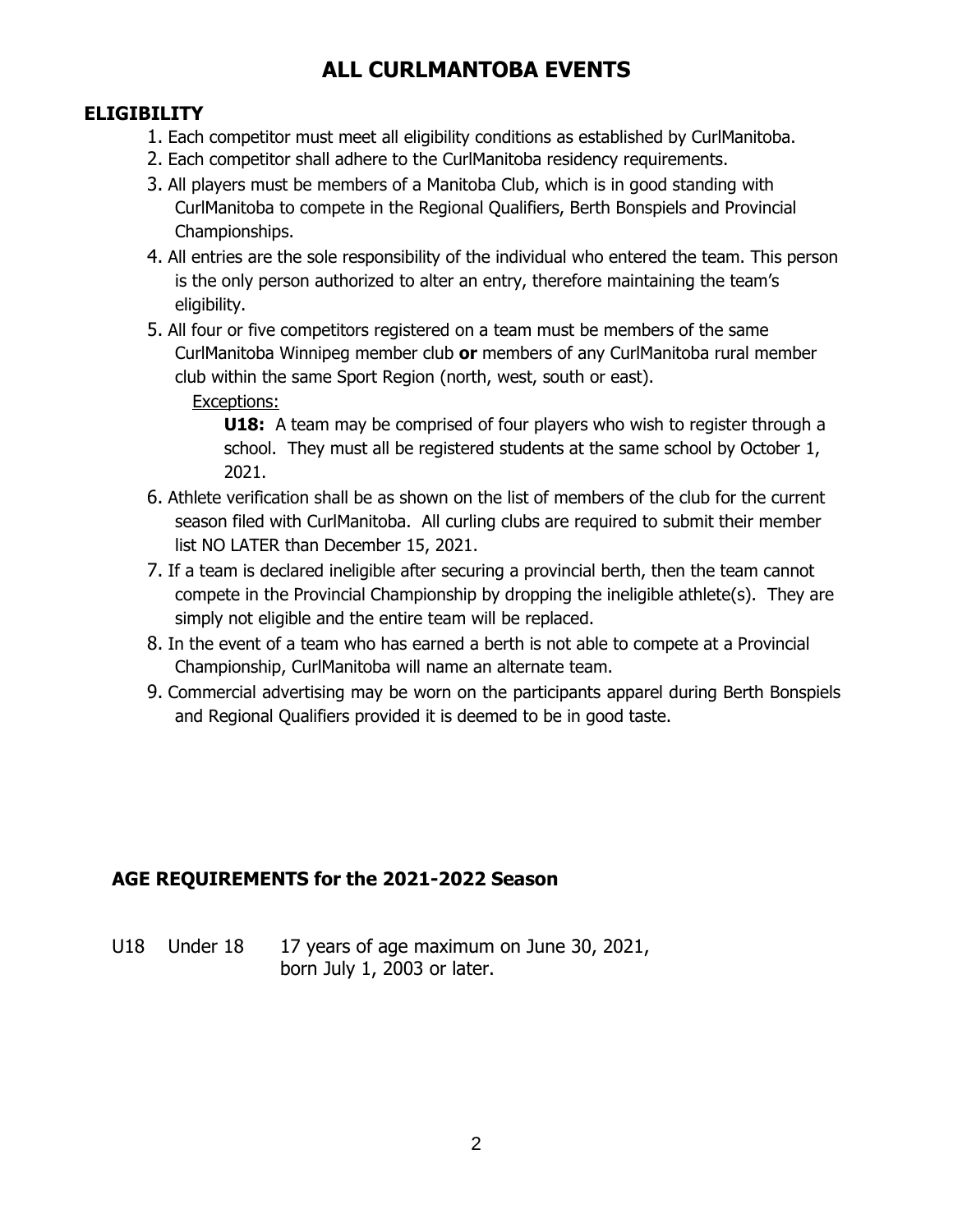# ALL CURLMANTOBA EVENTS

## ELIGIBILITY

1. Each competitor must meet all eligibility conditions as established by CurlManitoba.
2. Each competitor shall adhere to the CurlManitoba residency requirements.
3. All players must be members of a Manitoba Club, which is in good standing with CurlManitoba to compete in the Regional Qualifiers, Berth Bonspiels and Provincial Championships.
4. All entries are the sole responsibility of the individual who entered the team. This person is the only person authorized to alter an entry, therefore maintaining the team's eligibility.
5. All four or five competitors registered on a team must be members of the same CurlManitoba Winnipeg member club **or** members of any CurlManitoba rural member club within the same Sport Region (north, west, south or east).

   Exceptions:

   **U18:** A team may be comprised of four players who wish to register through a school. They must all be registered students at the same school by October 1, 2021.
6. Athlete verification shall be as shown on the list of members of the club for the current season filed with CurlManitoba. All curling clubs are required to submit their member list NO LATER than December 15, 2021.
7. If a team is declared ineligible after securing a provincial berth, then the team cannot compete in the Provincial Championship by dropping the ineligible athlete(s). They are simply not eligible and the entire team will be replaced.
8. In the event of a team who has earned a berth is not able to compete at a Provincial Championship, CurlManitoba will name an alternate team.
9. Commercial advertising may be worn on the participants apparel during Berth Bonspiels and Regional Qualifiers provided it is deemed to be in good taste.

## AGE REQUIREMENTS for the 2021-2022 Season

U18 Under 18 17 years of age maximum on June 30, 2021, born July 1, 2003 or later.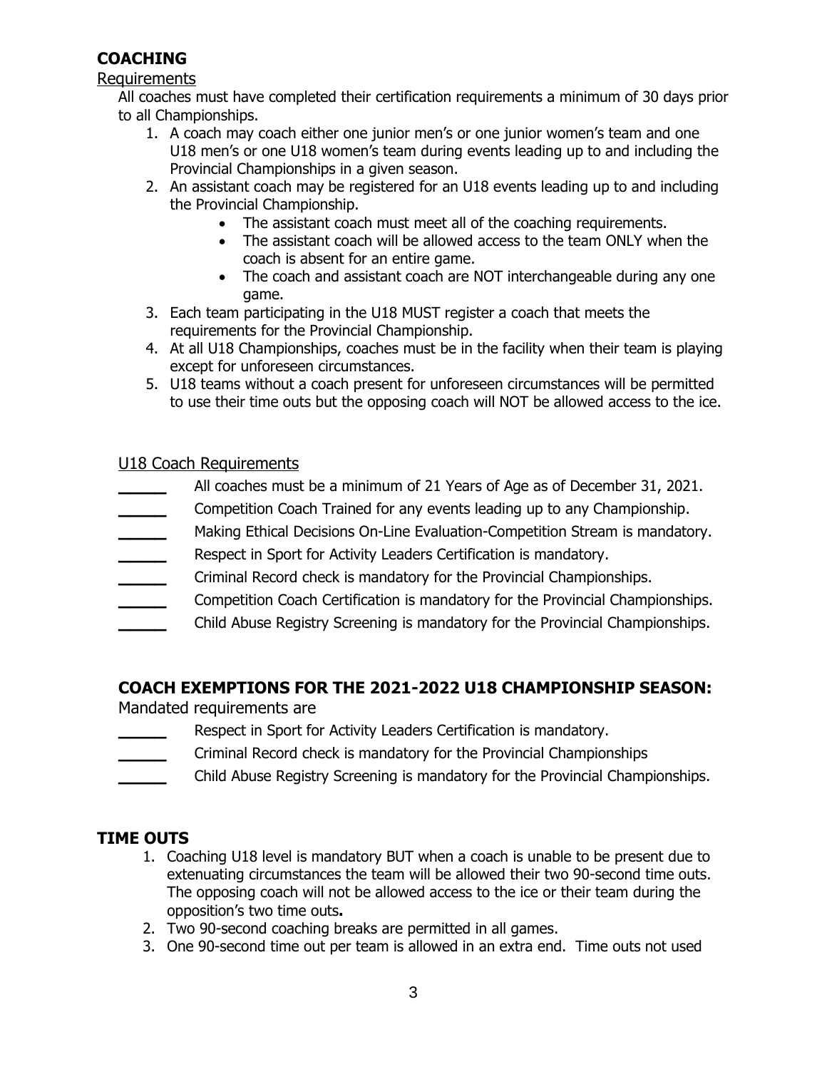## COACHING

Requirements

All coaches must have completed their certification requirements a minimum of 30 days prior to all Championships.

1. A coach may coach either one junior men's or one junior women's team and one U18 men's or one U18 women's team during events leading up to and including the Provincial Championships in a given season.
2. An assistant coach may be registered for an U18 events leading up to and including the Provincial Championship.
    - The assistant coach must meet all of the coaching requirements.
    - The assistant coach will be allowed access to the team ONLY when the coach is absent for an entire game.
    - The coach and assistant coach are NOT interchangeable during any one game.
3. Each team participating in the U18 MUST register a coach that meets the requirements for the Provincial Championship.
4. At all U18 Championships, coaches must be in the facility when their team is playing except for unforeseen circumstances.
5. U18 teams without a coach present for unforeseen circumstances will be permitted to use their time outs but the opposing coach will NOT be allowed access to the ice.

U18 Coach Requirements

_____ All coaches must be a minimum of 21 Years of Age as of December 31, 2021.
_____ Competition Coach Trained for any events leading up to any Championship.
_____ Making Ethical Decisions On-Line Evaluation-Competition Stream is mandatory.
_____ Respect in Sport for Activity Leaders Certification is mandatory.
_____ Criminal Record check is mandatory for the Provincial Championships.
_____ Competition Coach Certification is mandatory for the Provincial Championships.
_____ Child Abuse Registry Screening is mandatory for the Provincial Championships.

## COACH EXEMPTIONS FOR THE 2021-2022 U18 CHAMPIONSHIP SEASON:

Mandated requirements are

_____ Respect in Sport for Activity Leaders Certification is mandatory.
_____ Criminal Record check is mandatory for the Provincial Championships
_____ Child Abuse Registry Screening is mandatory for the Provincial Championships.

## TIME OUTS

1. Coaching U18 level is mandatory BUT when a coach is unable to be present due to extenuating circumstances the team will be allowed their two 90-second time outs. The opposing coach will not be allowed access to the ice or their team during the opposition's two time outs**.**
2. Two 90-second coaching breaks are permitted in all games.
3. One 90-second time out per team is allowed in an extra end. Time outs not used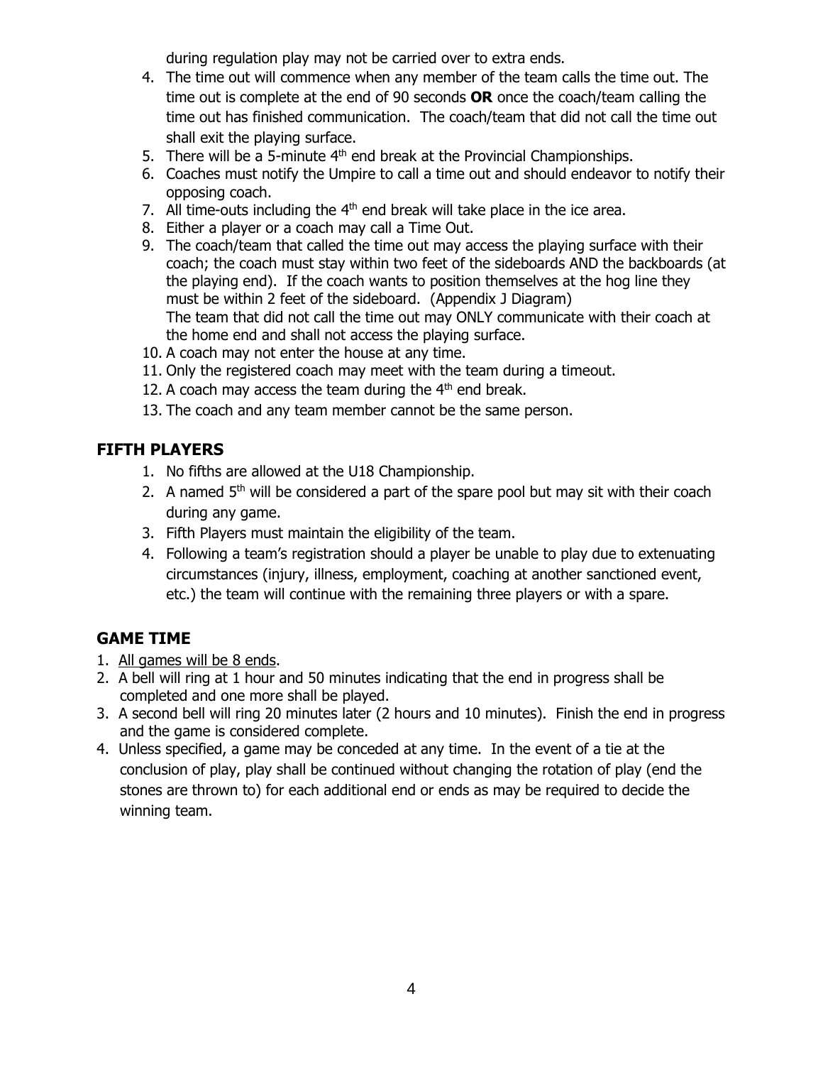during regulation play may not be carried over to extra ends.

4. The time out will commence when any member of the team calls the time out. The time out is complete at the end of 90 seconds **OR** once the coach/team calling the time out has finished communication. The coach/team that did not call the time out shall exit the playing surface.
5. There will be a 5-minute 4th end break at the Provincial Championships.
6. Coaches must notify the Umpire to call a time out and should endeavor to notify their opposing coach.
7. All time-outs including the 4th end break will take place in the ice area.
8. Either a player or a coach may call a Time Out.
9. The coach/team that called the time out may access the playing surface with their coach; the coach must stay within two feet of the sideboards AND the backboards (at the playing end). If the coach wants to position themselves at the hog line they must be within 2 feet of the sideboard. (Appendix J Diagram)
   The team that did not call the time out may ONLY communicate with their coach at the home end and shall not access the playing surface.
10. A coach may not enter the house at any time.
11. Only the registered coach may meet with the team during a timeout.
12. A coach may access the team during the 4th end break.
13. The coach and any team member cannot be the same person.

## FIFTH PLAYERS

1. No fifths are allowed at the U18 Championship.
2. A named 5th will be considered a part of the spare pool but may sit with their coach during any game.
3. Fifth Players must maintain the eligibility of the team.
4. Following a team's registration should a player be unable to play due to extenuating circumstances (injury, illness, employment, coaching at another sanctioned event, etc.) the team will continue with the remaining three players or with a spare.

## GAME TIME

1. All games will be 8 ends.
2. A bell will ring at 1 hour and 50 minutes indicating that the end in progress shall be completed and one more shall be played.
3. A second bell will ring 20 minutes later (2 hours and 10 minutes). Finish the end in progress and the game is considered complete.
4. Unless specified, a game may be conceded at any time. In the event of a tie at the conclusion of play, play shall be continued without changing the rotation of play (end the stones are thrown to) for each additional end or ends as may be required to decide the winning team.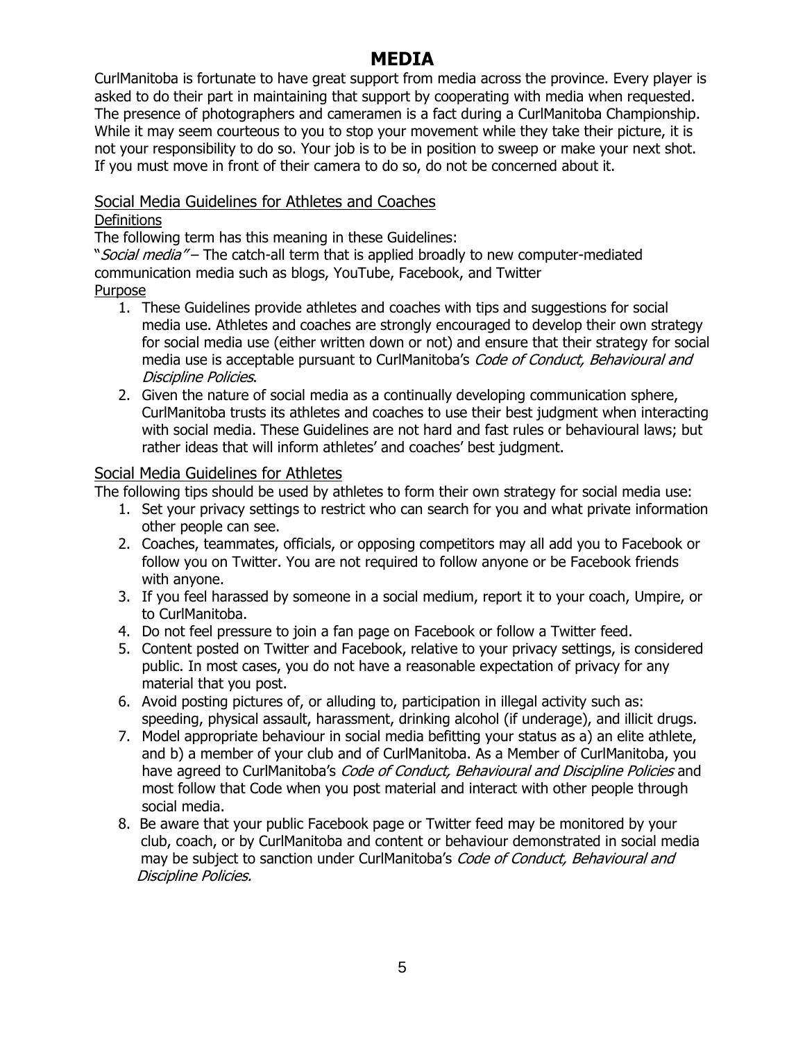# MEDIA

CurlManitoba is fortunate to have great support from media across the province. Every player is asked to do their part in maintaining that support by cooperating with media when requested. The presence of photographers and cameramen is a fact during a CurlManitoba Championship. While it may seem courteous to you to stop your movement while they take their picture, it is not your responsibility to do so. Your job is to be in position to sweep or make your next shot. If you must move in front of their camera to do so, do not be concerned about it.

## Social Media Guidelines for Athletes and Coaches

### Definitions

The following term has this meaning in these Guidelines:

"*Social media*" – The catch-all term that is applied broadly to new computer-mediated communication media such as blogs, YouTube, Facebook, and Twitter

### Purpose

1. These Guidelines provide athletes and coaches with tips and suggestions for social media use. Athletes and coaches are strongly encouraged to develop their own strategy for social media use (either written down or not) and ensure that their strategy for social media use is acceptable pursuant to CurlManitoba's *Code of Conduct, Behavioural and Discipline Policies*.
2. Given the nature of social media as a continually developing communication sphere, CurlManitoba trusts its athletes and coaches to use their best judgment when interacting with social media. These Guidelines are not hard and fast rules or behavioural laws; but rather ideas that will inform athletes' and coaches' best judgment.

## Social Media Guidelines for Athletes

The following tips should be used by athletes to form their own strategy for social media use:

1. Set your privacy settings to restrict who can search for you and what private information other people can see.
2. Coaches, teammates, officials, or opposing competitors may all add you to Facebook or follow you on Twitter. You are not required to follow anyone or be Facebook friends with anyone.
3. If you feel harassed by someone in a social medium, report it to your coach, Umpire, or to CurlManitoba.
4. Do not feel pressure to join a fan page on Facebook or follow a Twitter feed.
5. Content posted on Twitter and Facebook, relative to your privacy settings, is considered public. In most cases, you do not have a reasonable expectation of privacy for any material that you post.
6. Avoid posting pictures of, or alluding to, participation in illegal activity such as: speeding, physical assault, harassment, drinking alcohol (if underage), and illicit drugs.
7. Model appropriate behaviour in social media befitting your status as a) an elite athlete, and b) a member of your club and of CurlManitoba. As a Member of CurlManitoba, you have agreed to CurlManitoba's *Code of Conduct, Behavioural and Discipline Policies* and most follow that Code when you post material and interact with other people through social media.
8. Be aware that your public Facebook page or Twitter feed may be monitored by your club, coach, or by CurlManitoba and content or behaviour demonstrated in social media may be subject to sanction under CurlManitoba's *Code of Conduct, Behavioural and Discipline Policies.*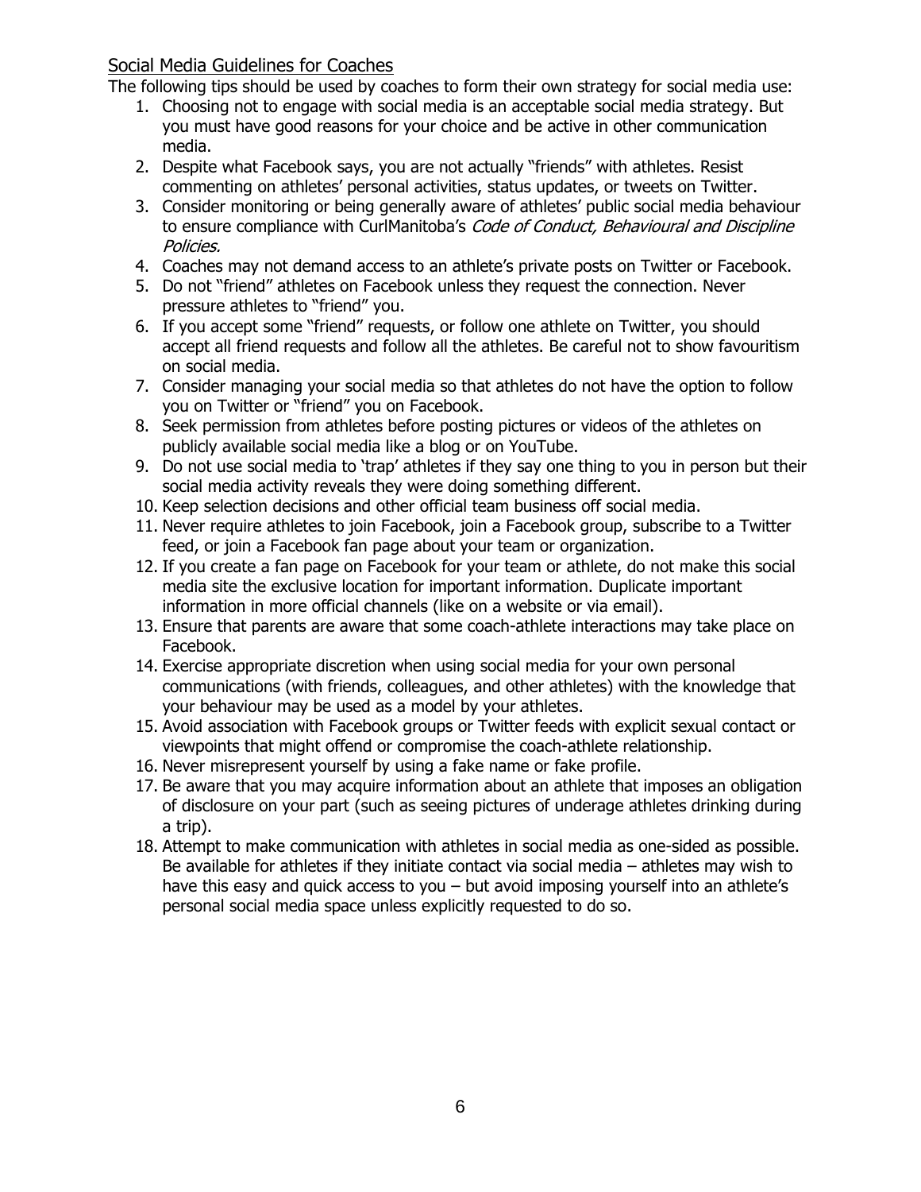## Social Media Guidelines for Coaches

The following tips should be used by coaches to form their own strategy for social media use:

1. Choosing not to engage with social media is an acceptable social media strategy. But you must have good reasons for your choice and be active in other communication media.
2. Despite what Facebook says, you are not actually "friends" with athletes. Resist commenting on athletes' personal activities, status updates, or tweets on Twitter.
3. Consider monitoring or being generally aware of athletes' public social media behaviour to ensure compliance with CurlManitoba's *Code of Conduct, Behavioural and Discipline Policies.*
4. Coaches may not demand access to an athlete's private posts on Twitter or Facebook.
5. Do not "friend" athletes on Facebook unless they request the connection. Never pressure athletes to "friend" you.
6. If you accept some "friend" requests, or follow one athlete on Twitter, you should accept all friend requests and follow all the athletes. Be careful not to show favouritism on social media.
7. Consider managing your social media so that athletes do not have the option to follow you on Twitter or "friend" you on Facebook.
8. Seek permission from athletes before posting pictures or videos of the athletes on publicly available social media like a blog or on YouTube.
9. Do not use social media to 'trap' athletes if they say one thing to you in person but their social media activity reveals they were doing something different.
10. Keep selection decisions and other official team business off social media.
11. Never require athletes to join Facebook, join a Facebook group, subscribe to a Twitter feed, or join a Facebook fan page about your team or organization.
12. If you create a fan page on Facebook for your team or athlete, do not make this social media site the exclusive location for important information. Duplicate important information in more official channels (like on a website or via email).
13. Ensure that parents are aware that some coach-athlete interactions may take place on Facebook.
14. Exercise appropriate discretion when using social media for your own personal communications (with friends, colleagues, and other athletes) with the knowledge that your behaviour may be used as a model by your athletes.
15. Avoid association with Facebook groups or Twitter feeds with explicit sexual contact or viewpoints that might offend or compromise the coach-athlete relationship.
16. Never misrepresent yourself by using a fake name or fake profile.
17. Be aware that you may acquire information about an athlete that imposes an obligation of disclosure on your part (such as seeing pictures of underage athletes drinking during a trip).
18. Attempt to make communication with athletes in social media as one-sided as possible. Be available for athletes if they initiate contact via social media – athletes may wish to have this easy and quick access to you – but avoid imposing yourself into an athlete's personal social media space unless explicitly requested to do so.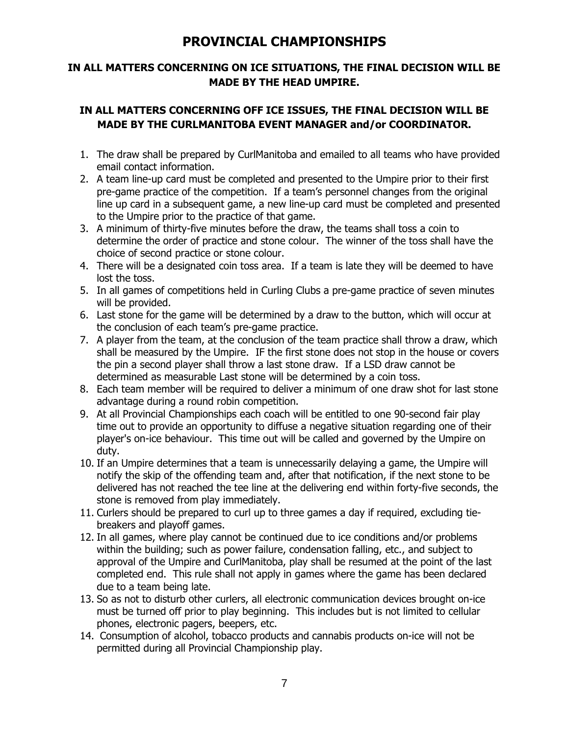# PROVINCIAL CHAMPIONSHIPS

**IN ALL MATTERS CONCERNING ON ICE SITUATIONS, THE FINAL DECISION WILL BE MADE BY THE HEAD UMPIRE.**

**IN ALL MATTERS CONCERNING OFF ICE ISSUES, THE FINAL DECISION WILL BE MADE BY THE CURLMANITOBA EVENT MANAGER and/or COORDINATOR.**

1. The draw shall be prepared by CurlManitoba and emailed to all teams who have provided email contact information.
2. A team line-up card must be completed and presented to the Umpire prior to their first pre-game practice of the competition. If a team's personnel changes from the original line up card in a subsequent game, a new line-up card must be completed and presented to the Umpire prior to the practice of that game.
3. A minimum of thirty-five minutes before the draw, the teams shall toss a coin to determine the order of practice and stone colour. The winner of the toss shall have the choice of second practice or stone colour.
4. There will be a designated coin toss area. If a team is late they will be deemed to have lost the toss.
5. In all games of competitions held in Curling Clubs a pre-game practice of seven minutes will be provided.
6. Last stone for the game will be determined by a draw to the button, which will occur at the conclusion of each team's pre-game practice.
7. A player from the team, at the conclusion of the team practice shall throw a draw, which shall be measured by the Umpire. IF the first stone does not stop in the house or covers the pin a second player shall throw a last stone draw. If a LSD draw cannot be determined as measurable Last stone will be determined by a coin toss.
8. Each team member will be required to deliver a minimum of one draw shot for last stone advantage during a round robin competition.
9. At all Provincial Championships each coach will be entitled to one 90-second fair play time out to provide an opportunity to diffuse a negative situation regarding one of their player's on-ice behaviour. This time out will be called and governed by the Umpire on duty.
10. If an Umpire determines that a team is unnecessarily delaying a game, the Umpire will notify the skip of the offending team and, after that notification, if the next stone to be delivered has not reached the tee line at the delivering end within forty-five seconds, the stone is removed from play immediately.
11. Curlers should be prepared to curl up to three games a day if required, excluding tie-breakers and playoff games.
12. In all games, where play cannot be continued due to ice conditions and/or problems within the building; such as power failure, condensation falling, etc., and subject to approval of the Umpire and CurlManitoba, play shall be resumed at the point of the last completed end. This rule shall not apply in games where the game has been declared due to a team being late.
13. So as not to disturb other curlers, all electronic communication devices brought on-ice must be turned off prior to play beginning. This includes but is not limited to cellular phones, electronic pagers, beepers, etc.
14. Consumption of alcohol, tobacco products and cannabis products on-ice will not be permitted during all Provincial Championship play.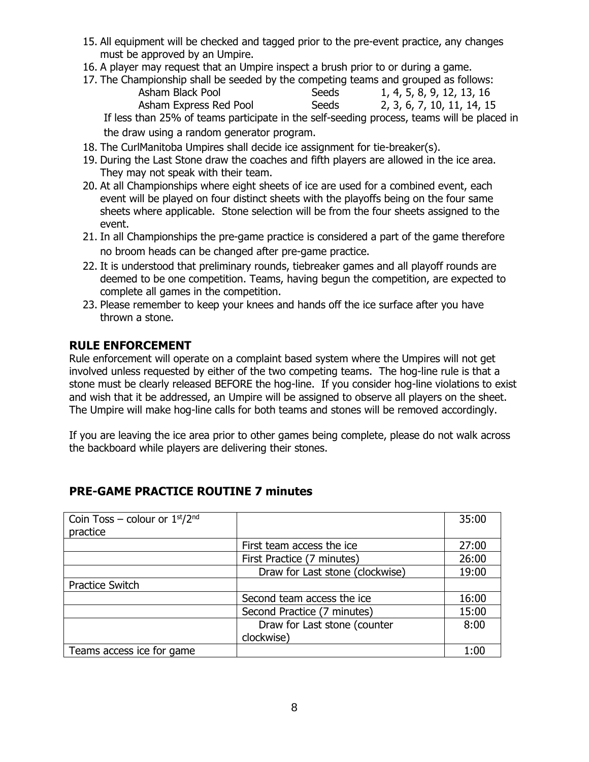15. All equipment will be checked and tagged prior to the pre-event practice, any changes must be approved by an Umpire.
16. A player may request that an Umpire inspect a brush prior to or during a game.
17. The Championship shall be seeded by the competing teams and grouped as follows:

    | | | |
    |---|---|---|
    | Asham Black Pool | Seeds | 1, 4, 5, 8, 9, 12, 13, 16 |
    | Asham Express Red Pool | Seeds | 2, 3, 6, 7, 10, 11, 14, 15 |

    If less than 25% of teams participate in the self-seeding process, teams will be placed in the draw using a random generator program.
18. The CurlManitoba Umpires shall decide ice assignment for tie-breaker(s).
19. During the Last Stone draw the coaches and fifth players are allowed in the ice area. They may not speak with their team.
20. At all Championships where eight sheets of ice are used for a combined event, each event will be played on four distinct sheets with the playoffs being on the four same sheets where applicable. Stone selection will be from the four sheets assigned to the event.
21. In all Championships the pre-game practice is considered a part of the game therefore no broom heads can be changed after pre-game practice.
22. It is understood that preliminary rounds, tiebreaker games and all playoff rounds are deemed to be one competition. Teams, having begun the competition, are expected to complete all games in the competition.
23. Please remember to keep your knees and hands off the ice surface after you have thrown a stone.

## RULE ENFORCEMENT

Rule enforcement will operate on a complaint based system where the Umpires will not get involved unless requested by either of the two competing teams. The hog-line rule is that a stone must be clearly released BEFORE the hog-line. If you consider hog-line violations to exist and wish that it be addressed, an Umpire will be assigned to observe all players on the sheet. The Umpire will make hog-line calls for both teams and stones will be removed accordingly.

If you are leaving the ice area prior to other games being complete, please do not walk across the backboard while players are delivering their stones.

## PRE-GAME PRACTICE ROUTINE 7 minutes

| | | |
|---|---|---|
| Coin Toss – colour or 1st/2nd practice | | 35:00 |
| | First team access the ice | 27:00 |
| | First Practice (7 minutes) | 26:00 |
| | Draw for Last stone (clockwise) | 19:00 |
| Practice Switch | | |
| | Second team access the ice | 16:00 |
| | Second Practice (7 minutes) | 15:00 |
| | Draw for Last stone (counter clockwise) | 8:00 |
| Teams access ice for game | | 1:00 |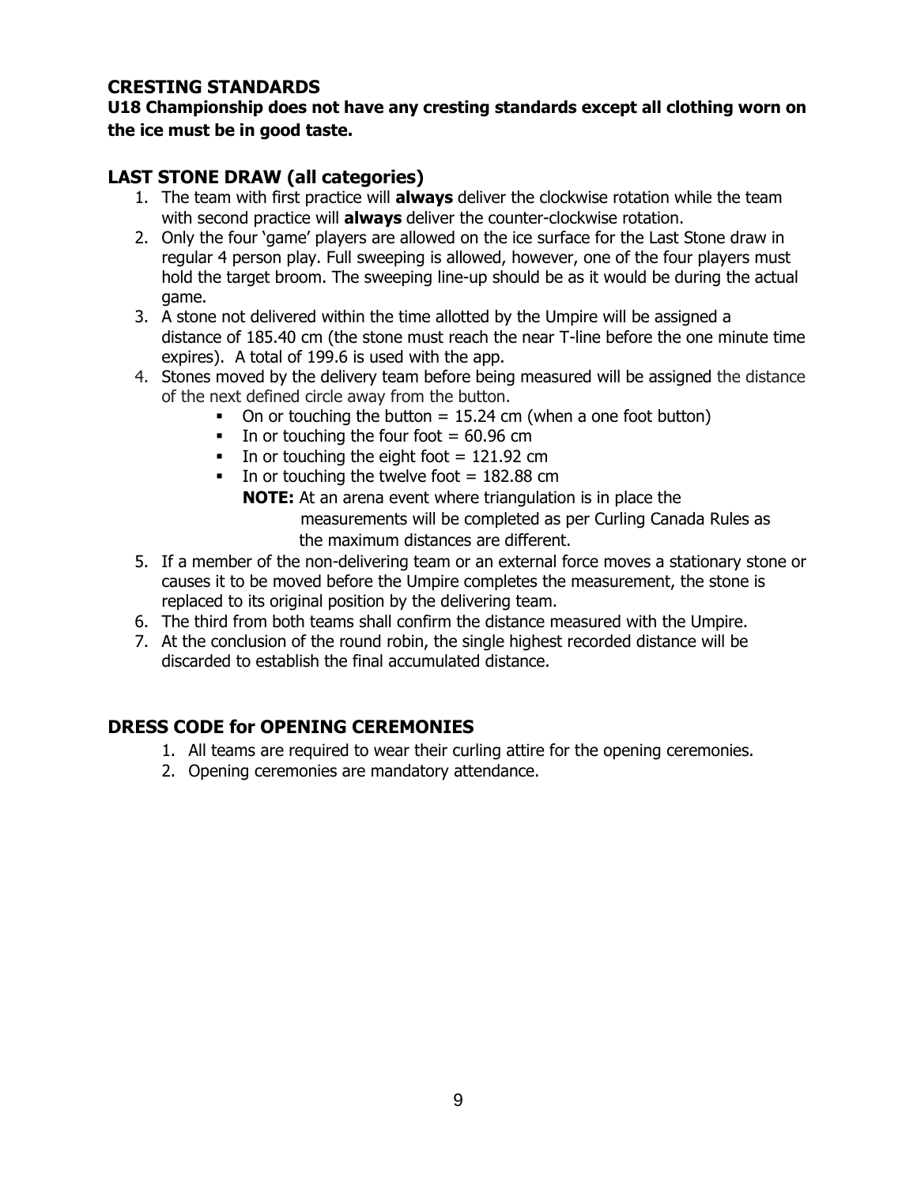## CRESTING STANDARDS

**U18 Championship does not have any cresting standards except all clothing worn on the ice must be in good taste.**

## LAST STONE DRAW (all categories)

1. The team with first practice will **always** deliver the clockwise rotation while the team with second practice will **always** deliver the counter-clockwise rotation.
2. Only the four 'game' players are allowed on the ice surface for the Last Stone draw in regular 4 person play. Full sweeping is allowed, however, one of the four players must hold the target broom. The sweeping line-up should be as it would be during the actual game.
3. A stone not delivered within the time allotted by the Umpire will be assigned a distance of 185.40 cm (the stone must reach the near T-line before the one minute time expires). A total of 199.6 is used with the app.
4. Stones moved by the delivery team before being measured will be assigned the distance of the next defined circle away from the button.
   - On or touching the button = 15.24 cm (when a one foot button)
   - In or touching the four foot = 60.96 cm
   - In or touching the eight foot = 121.92 cm
   - In or touching the twelve foot = 182.88 cm

     **NOTE:** At an arena event where triangulation is in place the measurements will be completed as per Curling Canada Rules as the maximum distances are different.
5. If a member of the non-delivering team or an external force moves a stationary stone or causes it to be moved before the Umpire completes the measurement, the stone is replaced to its original position by the delivering team.
6. The third from both teams shall confirm the distance measured with the Umpire.
7. At the conclusion of the round robin, the single highest recorded distance will be discarded to establish the final accumulated distance.

## DRESS CODE for OPENING CEREMONIES

1. All teams are required to wear their curling attire for the opening ceremonies.
2. Opening ceremonies are mandatory attendance.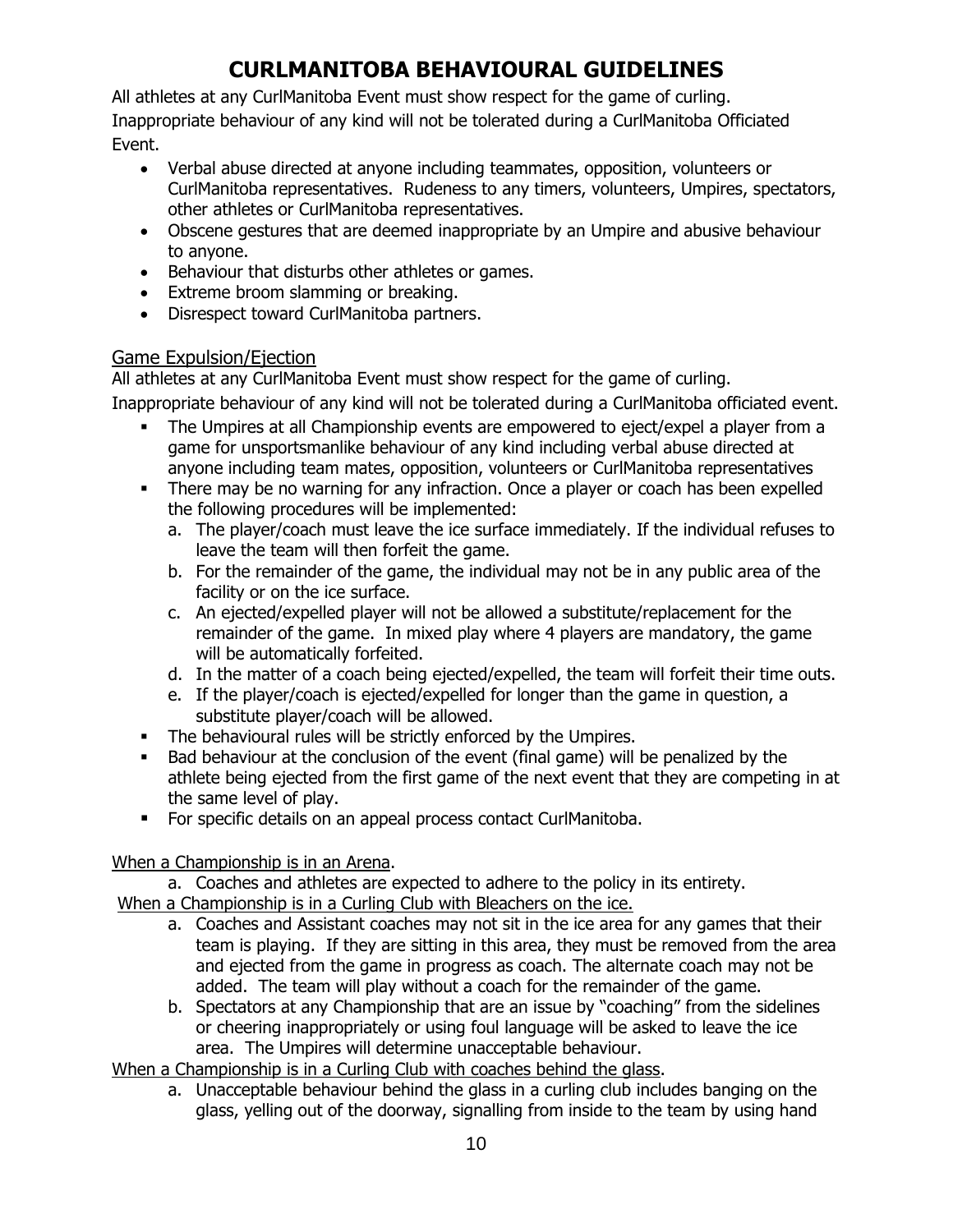# CURLMANITOBA BEHAVIOURAL GUIDELINES

All athletes at any CurlManitoba Event must show respect for the game of curling. Inappropriate behaviour of any kind will not be tolerated during a CurlManitoba Officiated Event.

- Verbal abuse directed at anyone including teammates, opposition, volunteers or CurlManitoba representatives. Rudeness to any timers, volunteers, Umpires, spectators, other athletes or CurlManitoba representatives.
- Obscene gestures that are deemed inappropriate by an Umpire and abusive behaviour to anyone.
- Behaviour that disturbs other athletes or games.
- Extreme broom slamming or breaking.
- Disrespect toward CurlManitoba partners.

## Game Expulsion/Ejection

All athletes at any CurlManitoba Event must show respect for the game of curling. Inappropriate behaviour of any kind will not be tolerated during a CurlManitoba officiated event.

- The Umpires at all Championship events are empowered to eject/expel a player from a game for unsportsmanlike behaviour of any kind including verbal abuse directed at anyone including team mates, opposition, volunteers or CurlManitoba representatives
- There may be no warning for any infraction. Once a player or coach has been expelled the following procedures will be implemented:
  a. The player/coach must leave the ice surface immediately. If the individual refuses to leave the team will then forfeit the game.
  b. For the remainder of the game, the individual may not be in any public area of the facility or on the ice surface.
  c. An ejected/expelled player will not be allowed a substitute/replacement for the remainder of the game. In mixed play where 4 players are mandatory, the game will be automatically forfeited.
  d. In the matter of a coach being ejected/expelled, the team will forfeit their time outs.
  e. If the player/coach is ejected/expelled for longer than the game in question, a substitute player/coach will be allowed.
- The behavioural rules will be strictly enforced by the Umpires.
- Bad behaviour at the conclusion of the event (final game) will be penalized by the athlete being ejected from the first game of the next event that they are competing in at the same level of play.
- For specific details on an appeal process contact CurlManitoba.

When a Championship is in an Arena.

a. Coaches and athletes are expected to adhere to the policy in its entirety.

When a Championship is in a Curling Club with Bleachers on the ice.

a. Coaches and Assistant coaches may not sit in the ice area for any games that their team is playing. If they are sitting in this area, they must be removed from the area and ejected from the game in progress as coach. The alternate coach may not be added. The team will play without a coach for the remainder of the game.
b. Spectators at any Championship that are an issue by "coaching" from the sidelines or cheering inappropriately or using foul language will be asked to leave the ice area. The Umpires will determine unacceptable behaviour.

When a Championship is in a Curling Club with coaches behind the glass.

a. Unacceptable behaviour behind the glass in a curling club includes banging on the glass, yelling out of the doorway, signalling from inside to the team by using hand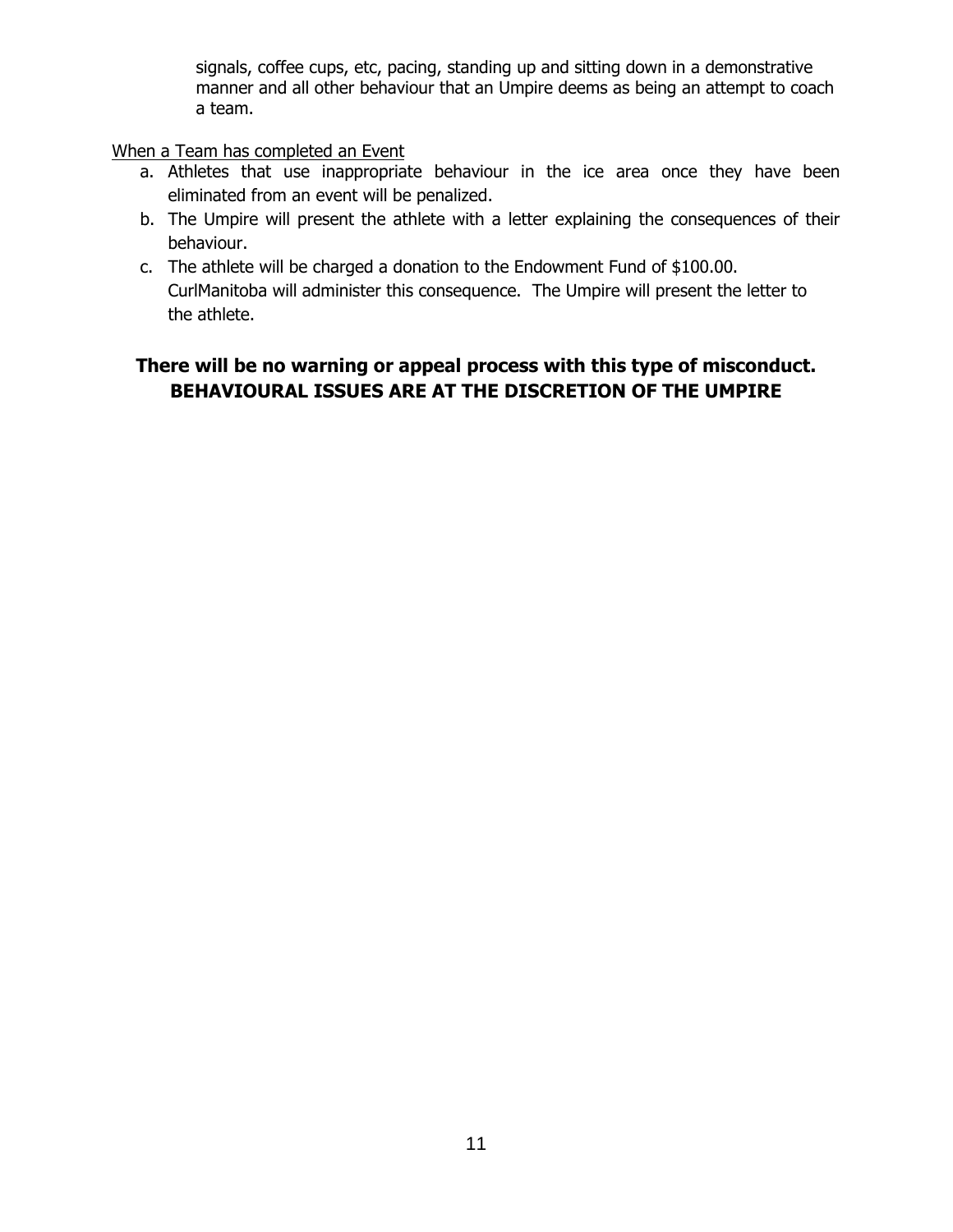signals, coffee cups, etc, pacing, standing up and sitting down in a demonstrative manner and all other behaviour that an Umpire deems as being an attempt to coach a team.

When a Team has completed an Event

a. Athletes that use inappropriate behaviour in the ice area once they have been eliminated from an event will be penalized.
b. The Umpire will present the athlete with a letter explaining the consequences of their behaviour.
c. The athlete will be charged a donation to the Endowment Fund of $100.00. CurlManitoba will administer this consequence. The Umpire will present the letter to the athlete.

**There will be no warning or appeal process with this type of misconduct. BEHAVIOURAL ISSUES ARE AT THE DISCRETION OF THE UMPIRE**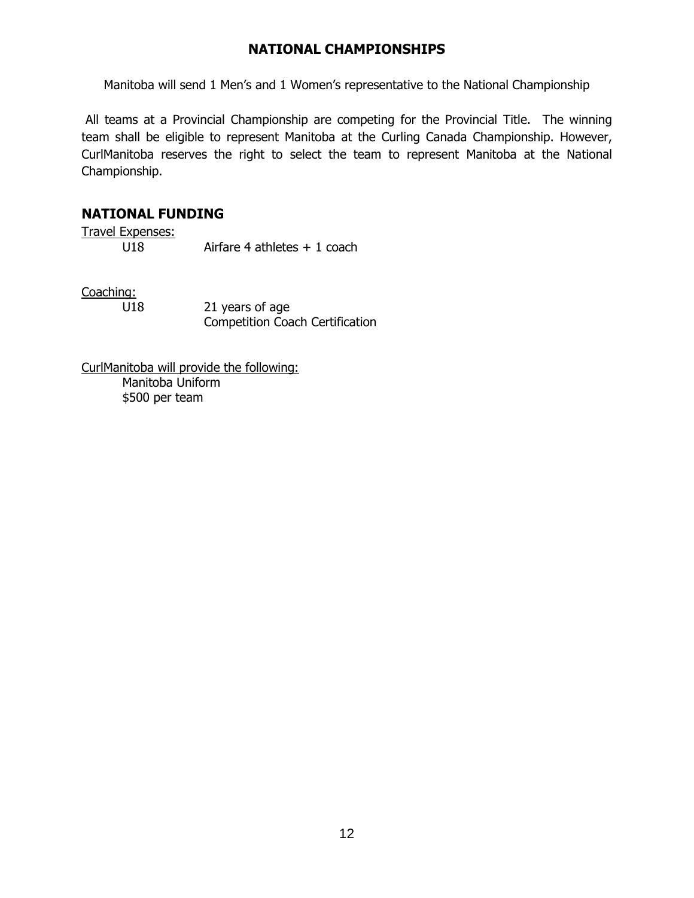## NATIONAL CHAMPIONSHIPS

Manitoba will send 1 Men's and 1 Women's representative to the National Championship

All teams at a Provincial Championship are competing for the Provincial Title. The winning team shall be eligible to represent Manitoba at the Curling Canada Championship. However, CurlManitoba reserves the right to select the team to represent Manitoba at the National Championship.

## NATIONAL FUNDING

Travel Expenses:

U18 Airfare 4 athletes + 1 coach

Coaching:

U18 21 years of age
Competition Coach Certification

CurlManitoba will provide the following:

Manitoba Uniform
$500 per team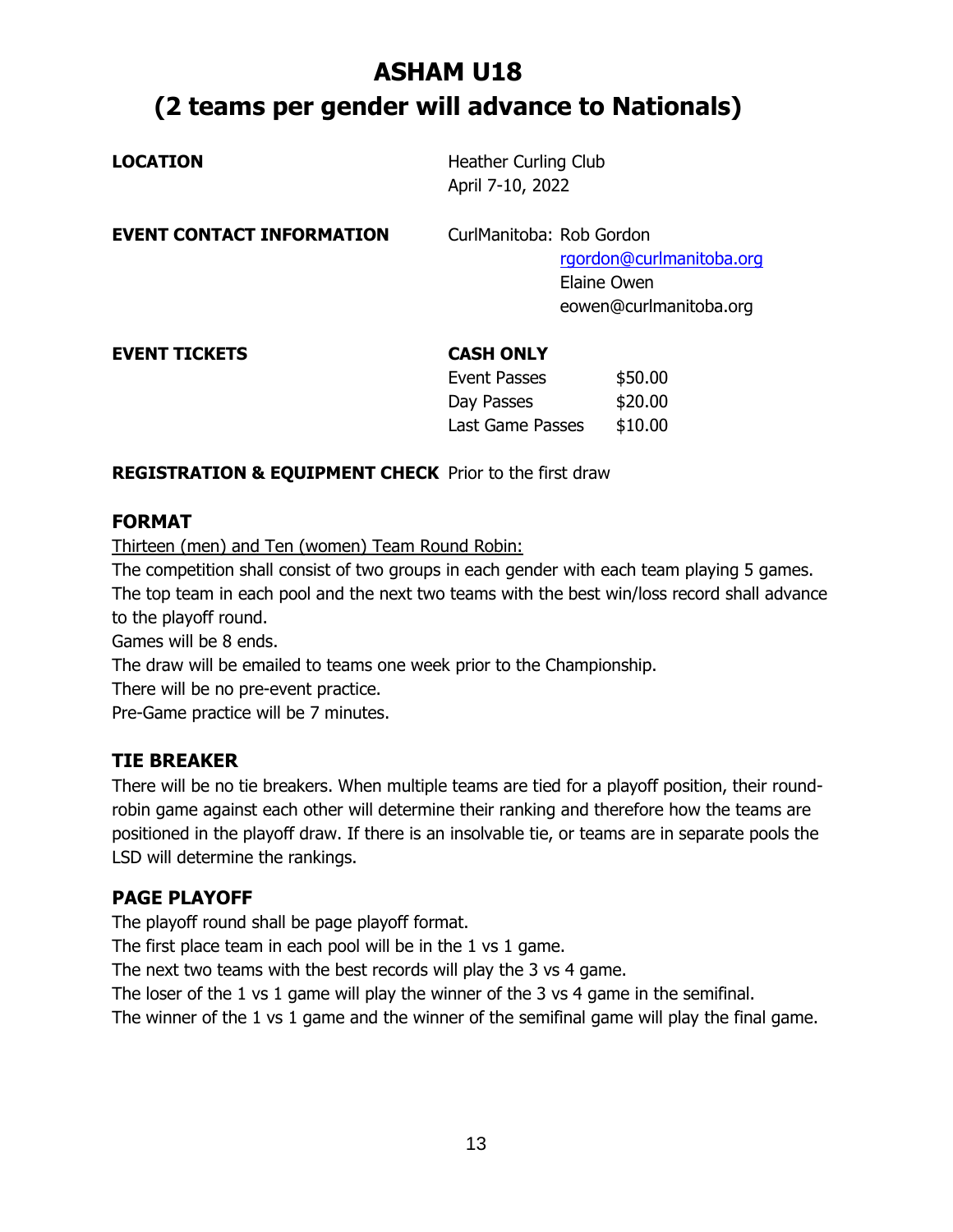# ASHAM U18
# (2 teams per gender will advance to Nationals)

**LOCATION**

Heather Curling Club
April 7-10, 2022

**EVENT CONTACT INFORMATION**

CurlManitoba: Rob Gordon
rgordon@curlmanitoba.org
Elaine Owen
eowen@curlmanitoba.org

**EVENT TICKETS**

**CASH ONLY**

| | |
|---|---|
| Event Passes | $50.00 |
| Day Passes | $20.00 |
| Last Game Passes | $10.00 |

**REGISTRATION & EQUIPMENT CHECK** Prior to the first draw

### FORMAT

Thirteen (men) and Ten (women) Team Round Robin:

The competition shall consist of two groups in each gender with each team playing 5 games.
The top team in each pool and the next two teams with the best win/loss record shall advance to the playoff round.
Games will be 8 ends.
The draw will be emailed to teams one week prior to the Championship.
There will be no pre-event practice.
Pre-Game practice will be 7 minutes.

### TIE BREAKER

There will be no tie breakers. When multiple teams are tied for a playoff position, their round-robin game against each other will determine their ranking and therefore how the teams are positioned in the playoff draw. If there is an insolvable tie, or teams are in separate pools the LSD will determine the rankings.

### PAGE PLAYOFF

The playoff round shall be page playoff format.
The first place team in each pool will be in the 1 vs 1 game.
The next two teams with the best records will play the 3 vs 4 game.
The loser of the 1 vs 1 game will play the winner of the 3 vs 4 game in the semifinal.
The winner of the 1 vs 1 game and the winner of the semifinal game will play the final game.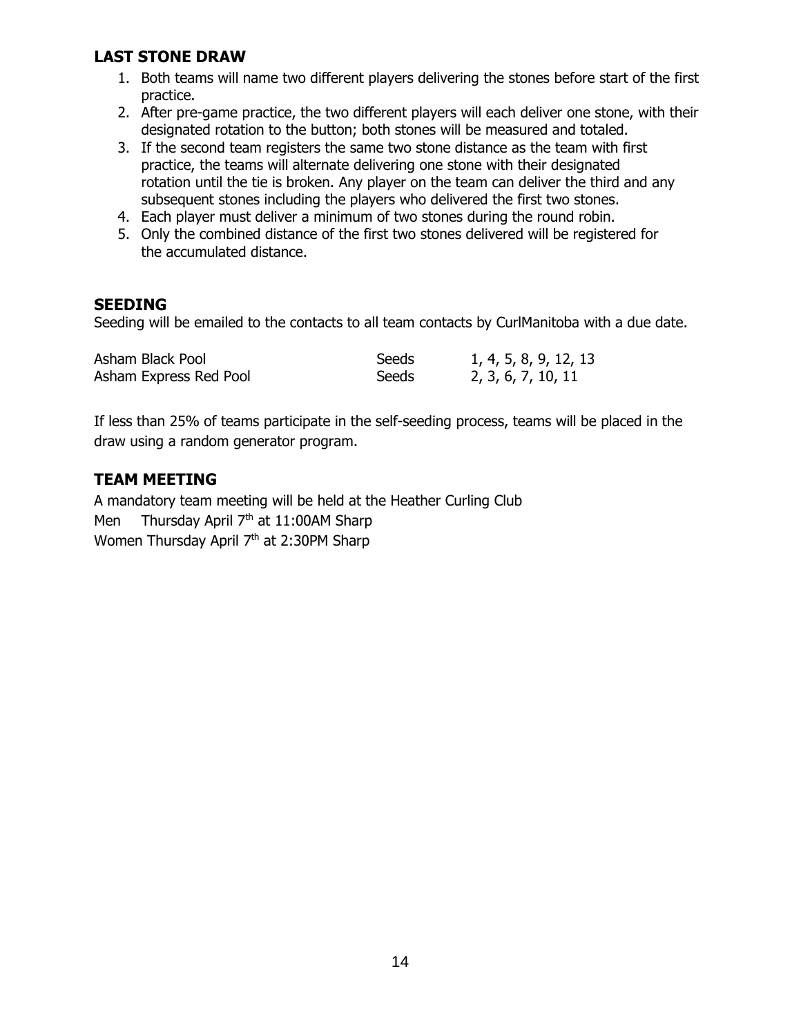## LAST STONE DRAW

1. Both teams will name two different players delivering the stones before start of the first practice.
2. After pre-game practice, the two different players will each deliver one stone, with their designated rotation to the button; both stones will be measured and totaled.
3. If the second team registers the same two stone distance as the team with first practice, the teams will alternate delivering one stone with their designated rotation until the tie is broken. Any player on the team can deliver the third and any subsequent stones including the players who delivered the first two stones.
4. Each player must deliver a minimum of two stones during the round robin.
5. Only the combined distance of the first two stones delivered will be registered for the accumulated distance.

## SEEDING

Seeding will be emailed to the contacts to all team contacts by CurlManitoba with a due date.

| | | |
|---|---|---|
| Asham Black Pool | Seeds | 1, 4, 5, 8, 9, 12, 13 |
| Asham Express Red Pool | Seeds | 2, 3, 6, 7, 10, 11 |

If less than 25% of teams participate in the self-seeding process, teams will be placed in the draw using a random generator program.

## TEAM MEETING

A mandatory team meeting will be held at the Heather Curling Club
Men Thursday April 7th at 11:00AM Sharp
Women Thursday April 7th at 2:30PM Sharp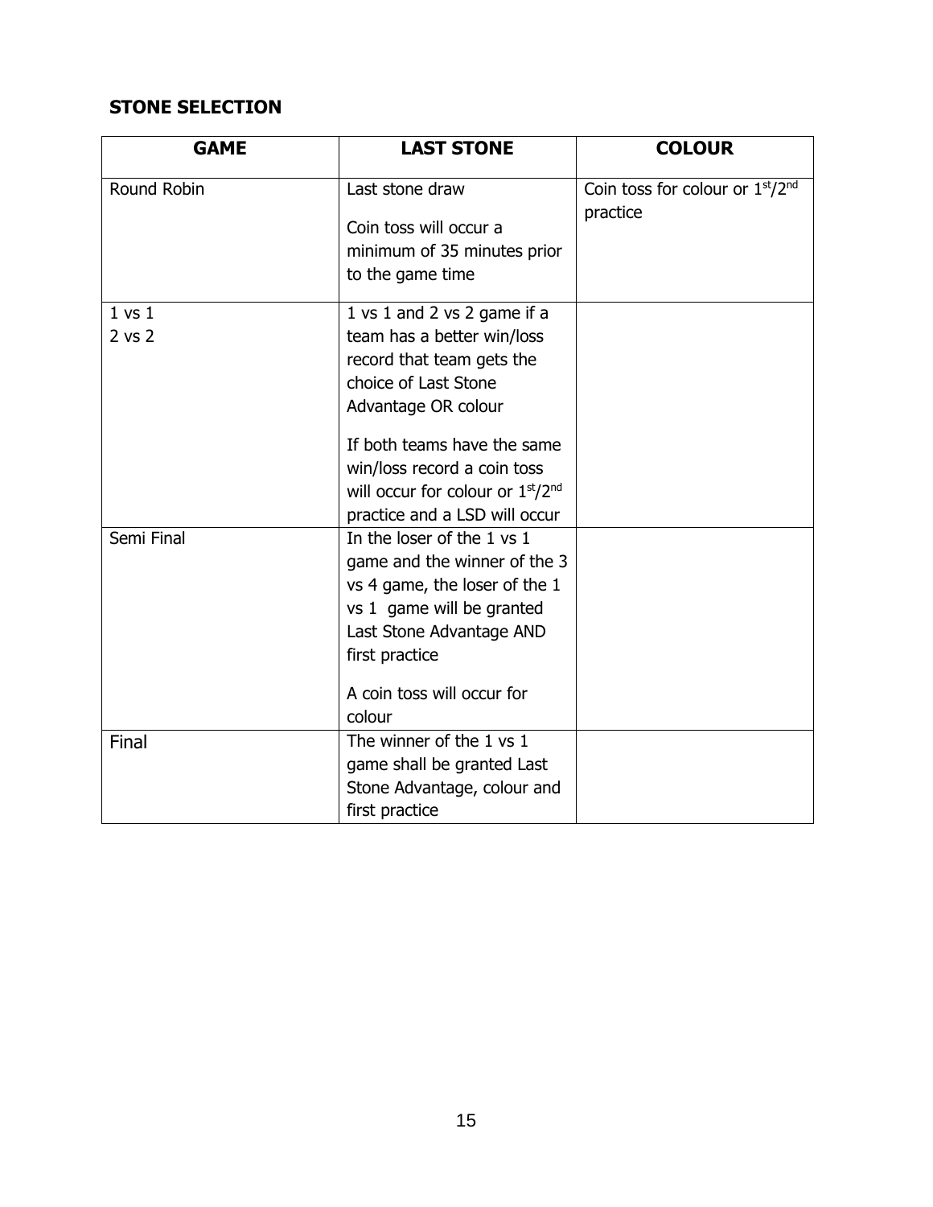**STONE SELECTION**

| GAME | LAST STONE | COLOUR |
|---|---|---|
| Round Robin | Last stone draw<br><br>Coin toss will occur a minimum of 35 minutes prior to the game time | Coin toss for colour or 1st/2nd practice |
| 1 vs 1<br>2 vs 2 | 1 vs 1 and 2 vs 2 game if a team has a better win/loss record that team gets the choice of Last Stone Advantage OR colour<br><br>If both teams have the same win/loss record a coin toss will occur for colour or 1st/2nd practice and a LSD will occur | |
| Semi Final | In the loser of the 1 vs 1 game and the winner of the 3 vs 4 game, the loser of the 1 vs 1 game will be granted Last Stone Advantage AND first practice<br><br>A coin toss will occur for colour | |
| Final | The winner of the 1 vs 1 game shall be granted Last Stone Advantage, colour and first practice | |